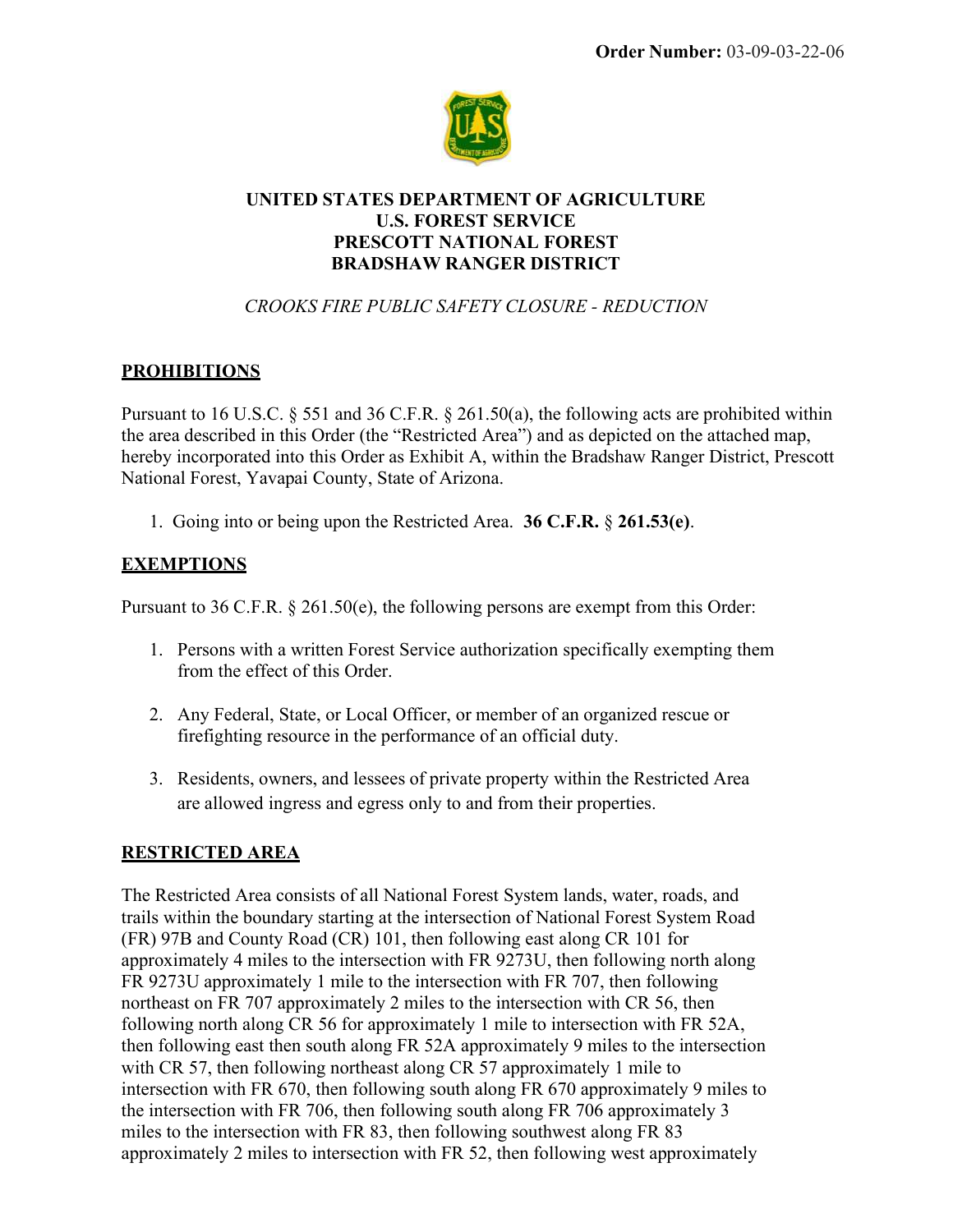**Order Number:** 03-09-03-22-06

**UNITED STATES DEPARTMENT OF AGRICULTURE**
**U.S. FOREST SERVICE**
**PRESCOTT NATIONAL FOREST**
**BRADSHAW RANGER DISTRICT**

*CROOKS FIRE PUBLIC SAFETY CLOSURE - REDUCTION*

## PROHIBITIONS

Pursuant to 16 U.S.C. § 551 and 36 C.F.R. § 261.50(a), the following acts are prohibited within the area described in this Order (the "Restricted Area") and as depicted on the attached map, hereby incorporated into this Order as Exhibit A, within the Bradshaw Ranger District, Prescott National Forest, Yavapai County, State of Arizona.

1. Going into or being upon the Restricted Area. **36 C.F.R. § 261.53(e)**.

## EXEMPTIONS

Pursuant to 36 C.F.R. § 261.50(e), the following persons are exempt from this Order:

1. Persons with a written Forest Service authorization specifically exempting them from the effect of this Order.
2. Any Federal, State, or Local Officer, or member of an organized rescue or firefighting resource in the performance of an official duty.
3. Residents, owners, and lessees of private property within the Restricted Area are allowed ingress and egress only to and from their properties.

## RESTRICTED AREA

The Restricted Area consists of all National Forest System lands, water, roads, and trails within the boundary starting at the intersection of National Forest System Road (FR) 97B and County Road (CR) 101, then following east along CR 101 for approximately 4 miles to the intersection with FR 9273U, then following north along FR 9273U approximately 1 mile to the intersection with FR 707, then following northeast on FR 707 approximately 2 miles to the intersection with CR 56, then following north along CR 56 for approximately 1 mile to intersection with FR 52A, then following east then south along FR 52A approximately 9 miles to the intersection with CR 57, then following northeast along CR 57 approximately 1 mile to intersection with FR 670, then following south along FR 670 approximately 9 miles to the intersection with FR 706, then following south along FR 706 approximately 3 miles to the intersection with FR 83, then following southwest along FR 83 approximately 2 miles to intersection with FR 52, then following west approximately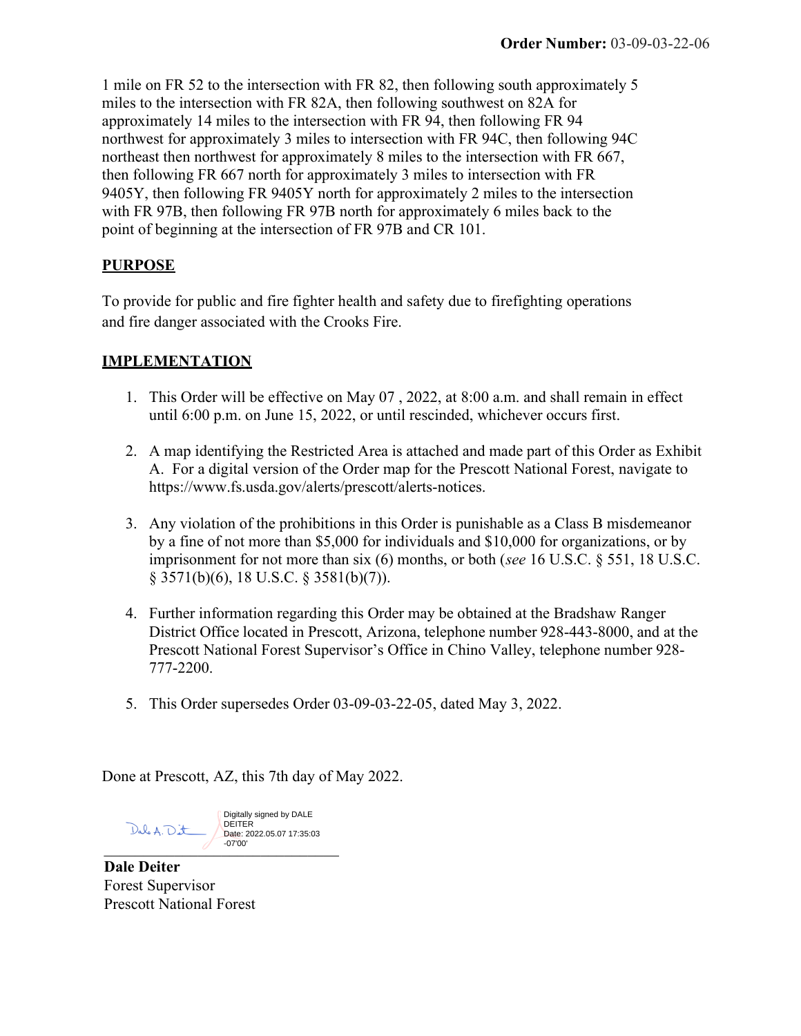**Order Number:** 03-09-03-22-06

1 mile on FR 52 to the intersection with FR 82, then following south approximately 5 miles to the intersection with FR 82A, then following southwest on 82A for approximately 14 miles to the intersection with FR 94, then following FR 94 northwest for approximately 3 miles to intersection with FR 94C, then following 94C northeast then northwest for approximately 8 miles to the intersection with FR 667, then following FR 667 north for approximately 3 miles to intersection with FR 9405Y, then following FR 9405Y north for approximately 2 miles to the intersection with FR 97B, then following FR 97B north for approximately 6 miles back to the point of beginning at the intersection of FR 97B and CR 101.

## PURPOSE

To provide for public and fire fighter health and safety due to firefighting operations and fire danger associated with the Crooks Fire.

## IMPLEMENTATION

1. This Order will be effective on May 07 , 2022, at 8:00 a.m. and shall remain in effect until 6:00 p.m. on June 15, 2022, or until rescinded, whichever occurs first.

2. A map identifying the Restricted Area is attached and made part of this Order as Exhibit A. For a digital version of the Order map for the Prescott National Forest, navigate to https://www.fs.usda.gov/alerts/prescott/alerts-notices.

3. Any violation of the prohibitions in this Order is punishable as a Class B misdemeanor by a fine of not more than $5,000 for individuals and $10,000 for organizations, or by imprisonment for not more than six (6) months, or both (*see* 16 U.S.C. § 551, 18 U.S.C. § 3571(b)(6), 18 U.S.C. § 3581(b)(7)).

4. Further information regarding this Order may be obtained at the Bradshaw Ranger District Office located in Prescott, Arizona, telephone number 928-443-8000, and at the Prescott National Forest Supervisor's Office in Chino Valley, telephone number 928-777-2200.

5. This Order supersedes Order 03-09-03-22-05, dated May 3, 2022.

Done at Prescott, AZ, this 7th day of May 2022.

Digitally signed by DALE DEITER
Date: 2022.05.07 17:35:03 -07'00'

**Dale Deiter**
Forest Supervisor
Prescott National Forest